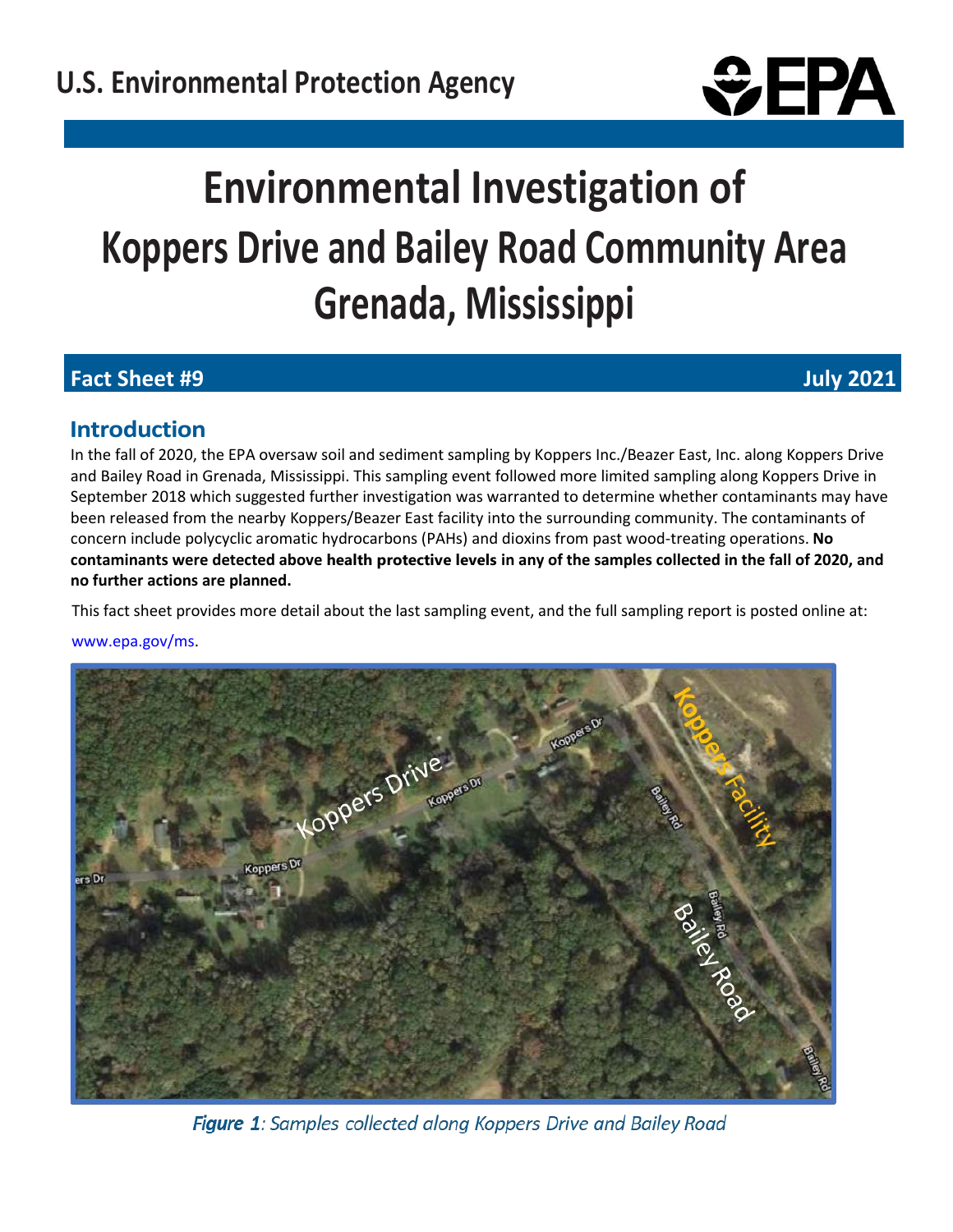U.S. Environmental Protection Agency

# Environmental Investigation of Koppers Drive and Bailey Road Community Area Grenada, Mississippi

**Fact Sheet #9** **July 2021**

## Introduction

In the fall of 2020, the EPA oversaw soil and sediment sampling by Koppers Inc./Beazer East, Inc. along Koppers Drive and Bailey Road in Grenada, Mississippi. This sampling event followed more limited sampling along Koppers Drive in September 2018 which suggested further investigation was warranted to determine whether contaminants may have been released from the nearby Koppers/Beazer East facility into the surrounding community. The contaminants of concern include polycyclic aromatic hydrocarbons (PAHs) and dioxins from past wood-treating operations. **No contaminants were detected above health protective levels in any of the samples collected in the fall of 2020, and no further actions are planned.**

This fact sheet provides more detail about the last sampling event, and the full sampling report is posted online at: www.epa.gov/ms.

*Figure 1: Samples collected along Koppers Drive and Bailey Road*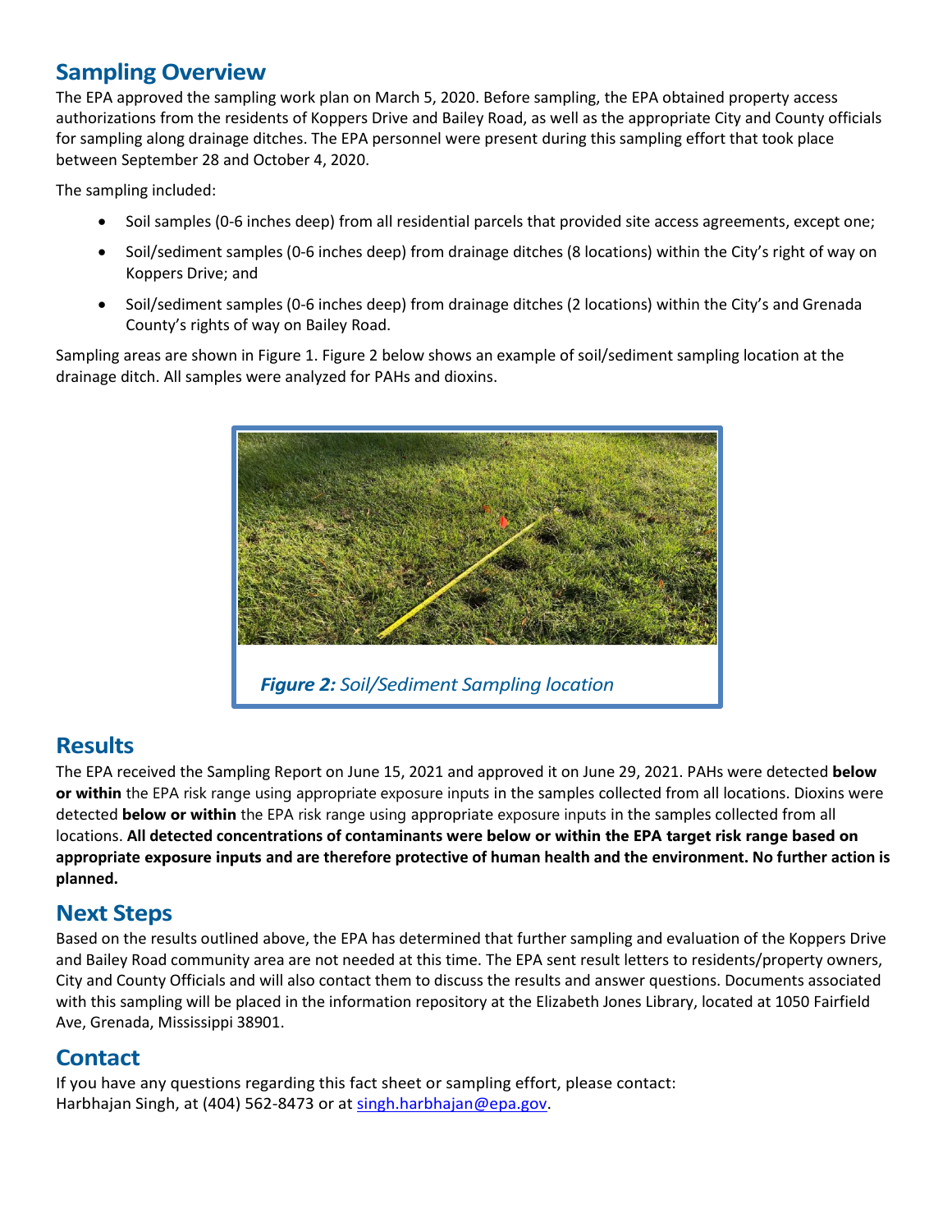## Sampling Overview

The EPA approved the sampling work plan on March 5, 2020. Before sampling, the EPA obtained property access authorizations from the residents of Koppers Drive and Bailey Road, as well as the appropriate City and County officials for sampling along drainage ditches. The EPA personnel were present during this sampling effort that took place between September 28 and October 4, 2020.

The sampling included:

- Soil samples (0-6 inches deep) from all residential parcels that provided site access agreements, except one;
- Soil/sediment samples (0-6 inches deep) from drainage ditches (8 locations) within the City's right of way on Koppers Drive; and
- Soil/sediment samples (0-6 inches deep) from drainage ditches (2 locations) within the City's and Grenada County's rights of way on Bailey Road.

Sampling areas are shown in Figure 1. Figure 2 below shows an example of soil/sediment sampling location at the drainage ditch. All samples were analyzed for PAHs and dioxins.

***Figure 2:*** *Soil/Sediment Sampling location*

## Results

The EPA received the Sampling Report on June 15, 2021 and approved it on June 29, 2021. PAHs were detected **below or within** the EPA risk range using appropriate exposure inputs in the samples collected from all locations. Dioxins were detected **below or within** the EPA risk range using appropriate exposure inputs in the samples collected from all locations. **All detected concentrations of contaminants were below or within the EPA target risk range based on appropriate exposure inputs and are therefore protective of human health and the environment. No further action is planned.**

## Next Steps

Based on the results outlined above, the EPA has determined that further sampling and evaluation of the Koppers Drive and Bailey Road community area are not needed at this time. The EPA sent result letters to residents/property owners, City and County Officials and will also contact them to discuss the results and answer questions. Documents associated with this sampling will be placed in the information repository at the Elizabeth Jones Library, located at 1050 Fairfield Ave, Grenada, Mississippi 38901.

## Contact

If you have any questions regarding this fact sheet or sampling effort, please contact:
Harbhajan Singh, at (404) 562-8473 or at [singh.harbhajan@epa.gov](mailto:singh.harbhajan@epa.gov).